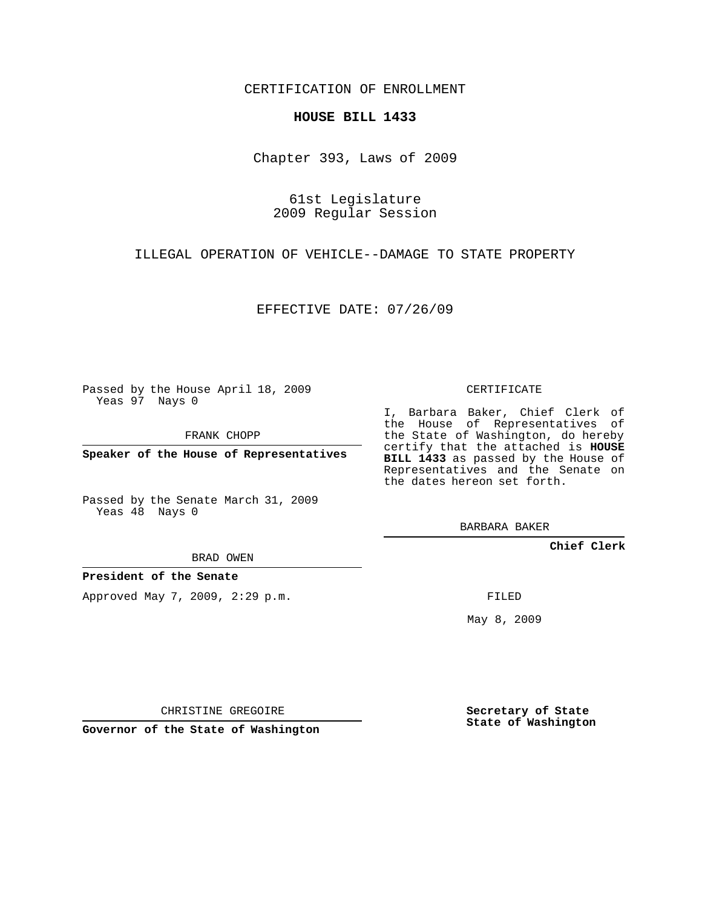CERTIFICATION OF ENROLLMENT

**HOUSE BILL 1433**

Chapter 393, Laws of 2009

61st Legislature
2009 Regular Session

ILLEGAL OPERATION OF VEHICLE--DAMAGE TO STATE PROPERTY

EFFECTIVE DATE: 07/26/09

Passed by the House April 18, 2009
Yeas 97 Nays 0

FRANK CHOPP

**Speaker of the House of Representatives**

Passed by the Senate March 31, 2009
Yeas 48 Nays 0

BRAD OWEN

**President of the Senate**

Approved May 7, 2009, 2:29 p.m.

CHRISTINE GREGOIRE

**Governor of the State of Washington**

CERTIFICATE

I, Barbara Baker, Chief Clerk of the House of Representatives of the State of Washington, do hereby certify that the attached is **HOUSE BILL 1433** as passed by the House of Representatives and the Senate on the dates hereon set forth.

BARBARA BAKER

**Chief Clerk**

FILED

May 8, 2009

**Secretary of State**
**State of Washington**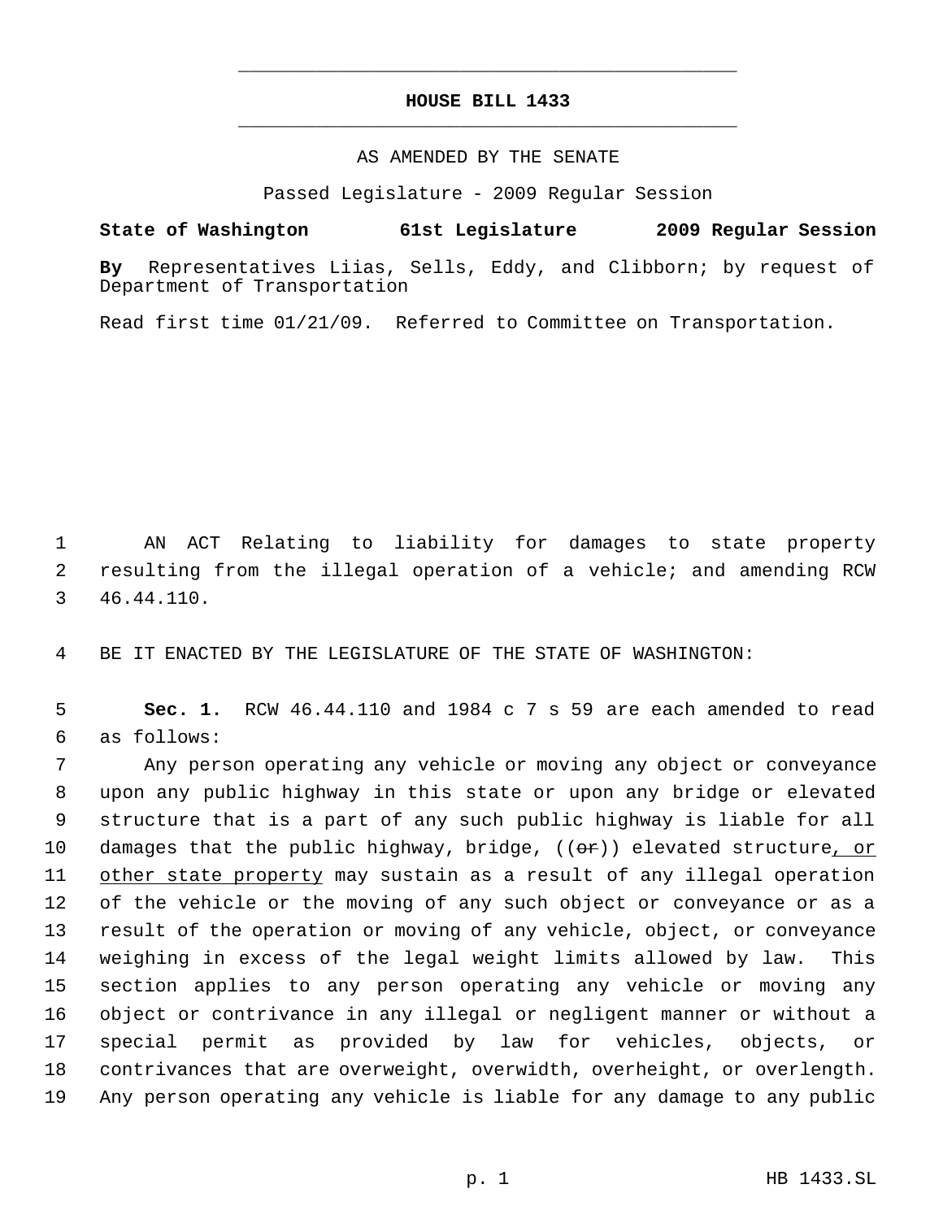# HOUSE BILL 1433

AS AMENDED BY THE SENATE

Passed Legislature - 2009 Regular Session

**State of Washington 61st Legislature 2009 Regular Session**

**By** Representatives Liias, Sells, Eddy, and Clibborn; by request of Department of Transportation

Read first time 01/21/09. Referred to Committee on Transportation.

AN ACT Relating to liability for damages to state property resulting from the illegal operation of a vehicle; and amending RCW 46.44.110.

BE IT ENACTED BY THE LEGISLATURE OF THE STATE OF WASHINGTON:

**Sec. 1.** RCW 46.44.110 and 1984 c 7 s 59 are each amended to read as follows:

Any person operating any vehicle or moving any object or conveyance upon any public highway in this state or upon any bridge or elevated structure that is a part of any such public highway is liable for all damages that the public highway, bridge, ((~~or~~)) elevated structure, or other state property may sustain as a result of any illegal operation of the vehicle or the moving of any such object or conveyance or as a result of the operation or moving of any vehicle, object, or conveyance weighing in excess of the legal weight limits allowed by law. This section applies to any person operating any vehicle or moving any object or contrivance in any illegal or negligent manner or without a special permit as provided by law for vehicles, objects, or contrivances that are overweight, overwidth, overheight, or overlength. Any person operating any vehicle is liable for any damage to any public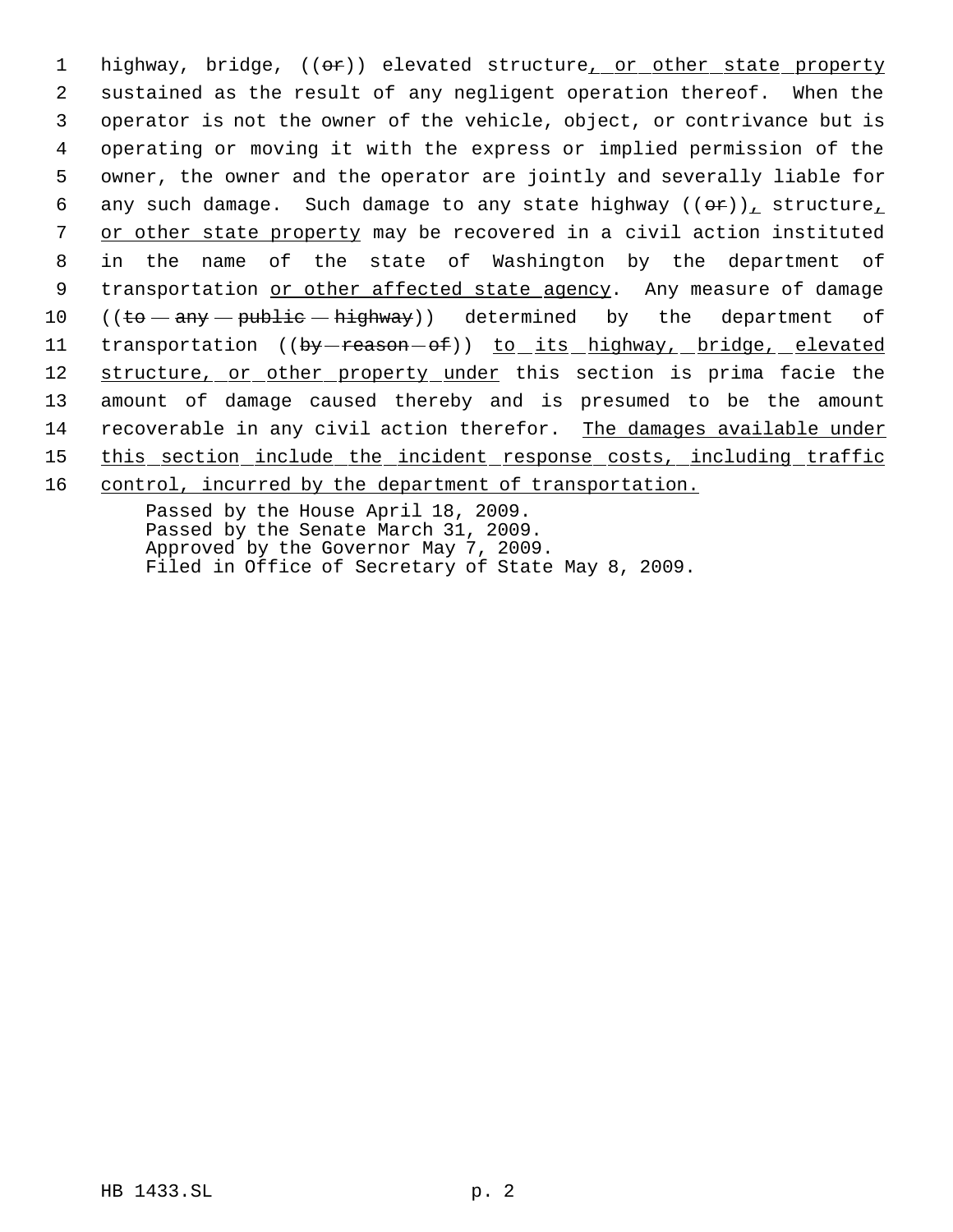highway, bridge, ((~~or~~)) elevated structure, or other state property sustained as the result of any negligent operation thereof. When the operator is not the owner of the vehicle, object, or contrivance but is operating or moving it with the express or implied permission of the owner, the owner and the operator are jointly and severally liable for any such damage. Such damage to any state highway ((~~or~~)), structure, or other state property may be recovered in a civil action instituted in the name of the state of Washington by the department of transportation or other affected state agency. Any measure of damage ((~~to any public highway~~)) determined by the department of transportation ((~~by reason of~~)) to its highway, bridge, elevated structure, or other property under this section is prima facie the amount of damage caused thereby and is presumed to be the amount recoverable in any civil action therefor. The damages available under this section include the incident response costs, including traffic control, incurred by the department of transportation.

Passed by the House April 18, 2009.
Passed by the Senate March 31, 2009.
Approved by the Governor May 7, 2009.
Filed in Office of Secretary of State May 8, 2009.